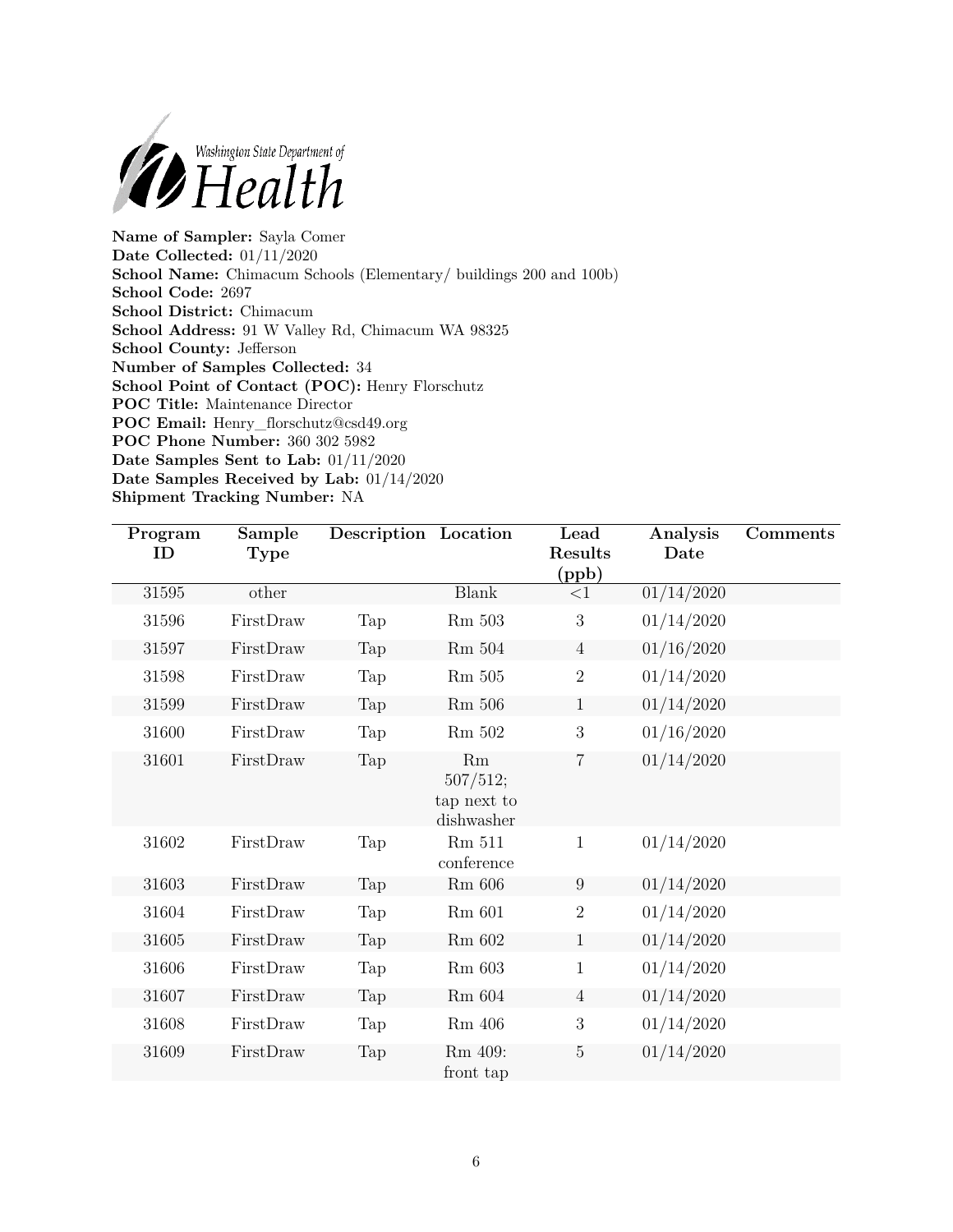**Name of Sampler:** Sayla Comer
**Date Collected:** 01/11/2020
**School Name:** Chimacum Schools (Elementary/ buildings 200 and 100b)
**School Code:** 2697
**School District:** Chimacum
**School Address:** 91 W Valley Rd, Chimacum WA 98325
**School County:** Jefferson
**Number of Samples Collected:** 34
**School Point of Contact (POC):** Henry Florschutz
**POC Title:** Maintenance Director
**POC Email:** Henry_florschutz@csd49.org
**POC Phone Number:** 360 302 5982
**Date Samples Sent to Lab:** 01/11/2020
**Date Samples Received by Lab:** 01/14/2020
**Shipment Tracking Number:** NA

| Program ID | Sample Type | Description | Location | Lead Results (ppb) | Analysis Date | Comments |
|---|---|---|---|---|---|---|
| 31595 | other | | Blank | <1 | 01/14/2020 | |
| 31596 | FirstDraw | Tap | Rm 503 | 3 | 01/14/2020 | |
| 31597 | FirstDraw | Tap | Rm 504 | 4 | 01/16/2020 | |
| 31598 | FirstDraw | Tap | Rm 505 | 2 | 01/14/2020 | |
| 31599 | FirstDraw | Tap | Rm 506 | 1 | 01/14/2020 | |
| 31600 | FirstDraw | Tap | Rm 502 | 3 | 01/16/2020 | |
| 31601 | FirstDraw | Tap | Rm 507/512; tap next to dishwasher | 7 | 01/14/2020 | |
| 31602 | FirstDraw | Tap | Rm 511 conference | 1 | 01/14/2020 | |
| 31603 | FirstDraw | Tap | Rm 606 | 9 | 01/14/2020 | |
| 31604 | FirstDraw | Tap | Rm 601 | 2 | 01/14/2020 | |
| 31605 | FirstDraw | Tap | Rm 602 | 1 | 01/14/2020 | |
| 31606 | FirstDraw | Tap | Rm 603 | 1 | 01/14/2020 | |
| 31607 | FirstDraw | Tap | Rm 604 | 4 | 01/14/2020 | |
| 31608 | FirstDraw | Tap | Rm 406 | 3 | 01/14/2020 | |
| 31609 | FirstDraw | Tap | Rm 409: front tap | 5 | 01/14/2020 | |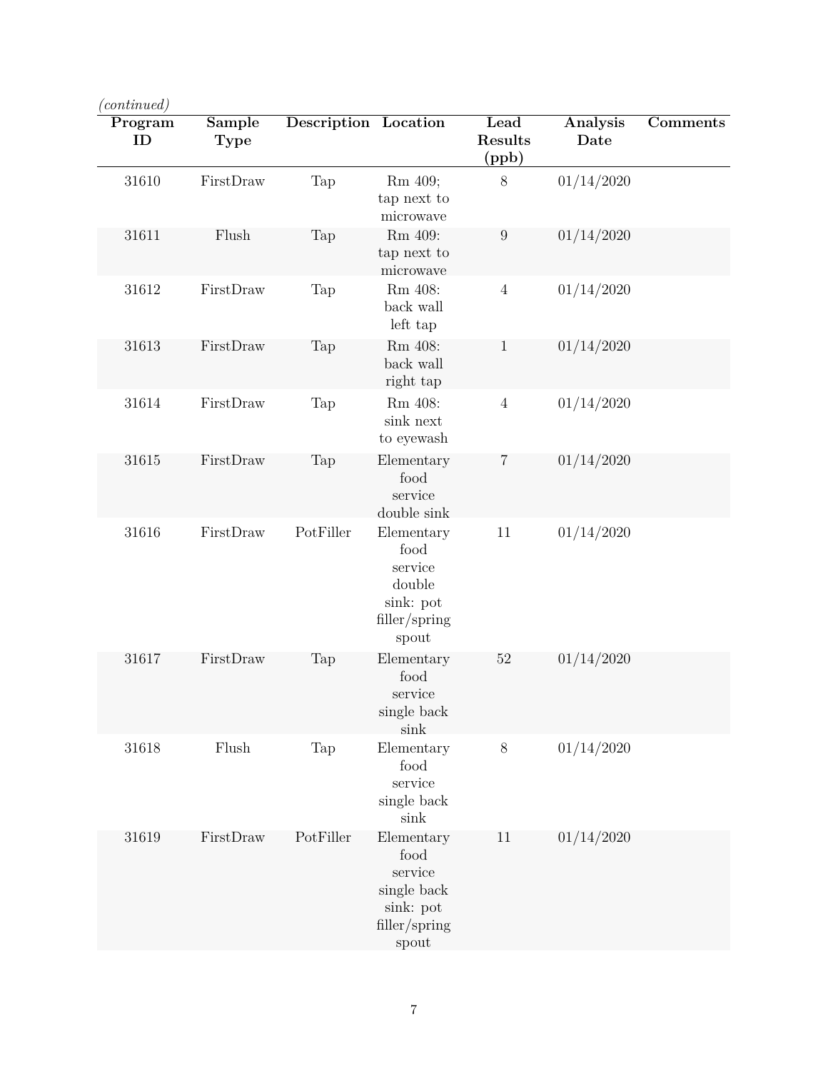*(continued)*

| Program ID | Sample Type | Description | Location | Lead Results (ppb) | Analysis Date | Comments |
|---|---|---|---|---|---|---|
| 31610 | FirstDraw | Tap | Rm 409; tap next to microwave | 8 | 01/14/2020 | |
| 31611 | Flush | Tap | Rm 409: tap next to microwave | 9 | 01/14/2020 | |
| 31612 | FirstDraw | Tap | Rm 408: back wall left tap | 4 | 01/14/2020 | |
| 31613 | FirstDraw | Tap | Rm 408: back wall right tap | 1 | 01/14/2020 | |
| 31614 | FirstDraw | Tap | Rm 408: sink next to eyewash | 4 | 01/14/2020 | |
| 31615 | FirstDraw | Tap | Elementary food service double sink | 7 | 01/14/2020 | |
| 31616 | FirstDraw | PotFiller | Elementary food service double sink: pot filler/spring spout | 11 | 01/14/2020 | |
| 31617 | FirstDraw | Tap | Elementary food service single back sink | 52 | 01/14/2020 | |
| 31618 | Flush | Tap | Elementary food service single back sink | 8 | 01/14/2020 | |
| 31619 | FirstDraw | PotFiller | Elementary food service single back sink: pot filler/spring spout | 11 | 01/14/2020 | |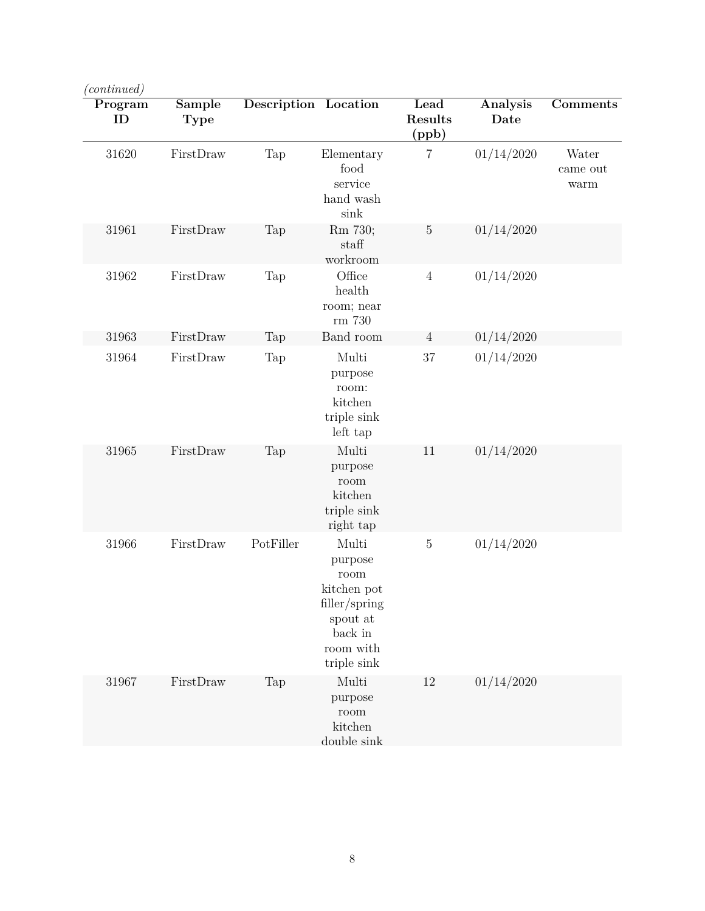*(continued)*

| Program ID | Sample Type | Description | Location | Lead Results (ppb) | Analysis Date | Comments |
|---|---|---|---|---|---|---|
| 31620 | FirstDraw | Tap | Elementary food service hand wash sink | 7 | 01/14/2020 | Water came out warm |
| 31961 | FirstDraw | Tap | Rm 730; staff workroom | 5 | 01/14/2020 | |
| 31962 | FirstDraw | Tap | Office health room; near rm 730 | 4 | 01/14/2020 | |
| 31963 | FirstDraw | Tap | Band room | 4 | 01/14/2020 | |
| 31964 | FirstDraw | Tap | Multi purpose room: kitchen triple sink left tap | 37 | 01/14/2020 | |
| 31965 | FirstDraw | Tap | Multi purpose room kitchen triple sink right tap | 11 | 01/14/2020 | |
| 31966 | FirstDraw | PotFiller | Multi purpose room kitchen pot filler/spring spout at back in room with triple sink | 5 | 01/14/2020 | |
| 31967 | FirstDraw | Tap | Multi purpose room kitchen double sink | 12 | 01/14/2020 | |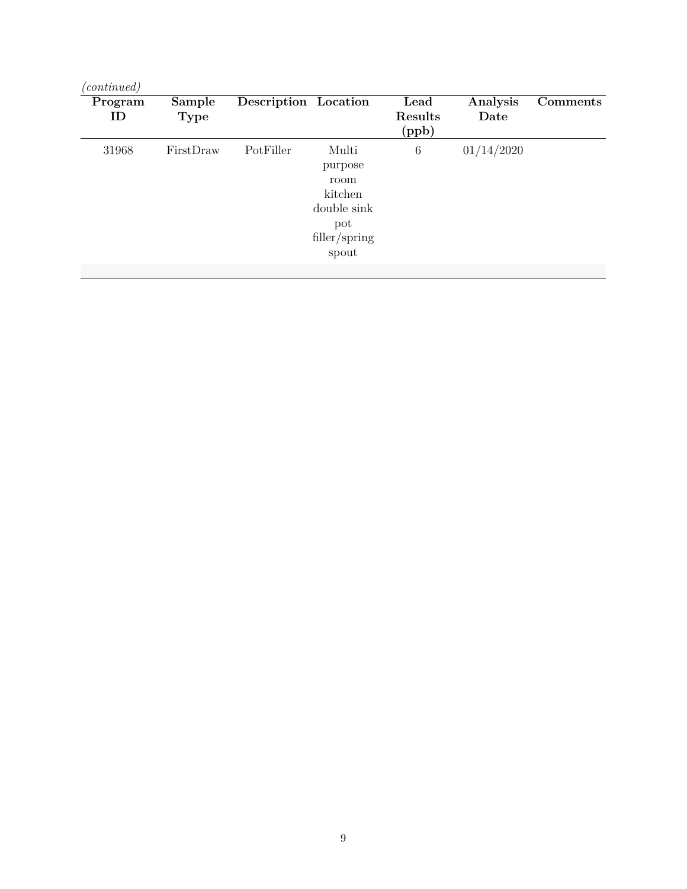*(continued)*

| Program ID | Sample Type | Description | Location | Lead Results (ppb) | Analysis Date | Comments |
|---|---|---|---|---|---|---|
| 31968 | FirstDraw | PotFiller | Multi purpose room kitchen double sink pot filler/spring spout | 6 | 01/14/2020 | |